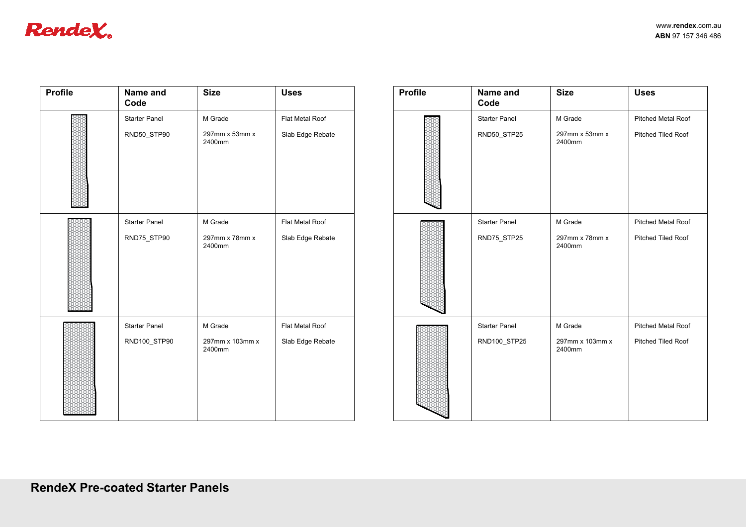# RendeX Pre-coated Starter Panels

| Profile | Name and Code | Size | Uses |
|---|---|---|---|
| | Starter Panel<br><br>RND50_STP90 | M Grade<br><br>297mm x 53mm x 2400mm | Flat Metal Roof<br><br>Slab Edge Rebate |
| | Starter Panel<br><br>RND75_STP90 | M Grade<br><br>297mm x 78mm x 2400mm | Flat Metal Roof<br><br>Slab Edge Rebate |
| | Starter Panel<br><br>RND100_STP90 | M Grade<br><br>297mm x 103mm x 2400mm | Flat Metal Roof<br><br>Slab Edge Rebate |

| Profile | Name and Code | Size | Uses |
|---|---|---|---|
| | Starter Panel<br><br>RND50_STP25 | M Grade<br><br>297mm x 53mm x 2400mm | Pitched Metal Roof<br><br>Pitched Tiled Roof |
| | Starter Panel<br><br>RND75_STP25 | M Grade<br><br>297mm x 78mm x 2400mm | Pitched Metal Roof<br><br>Pitched Tiled Roof |
| | Starter Panel<br><br>RND100_STP25 | M Grade<br><br>297mm x 103mm x 2400mm | Pitched Metal Roof<br><br>Pitched Tiled Roof |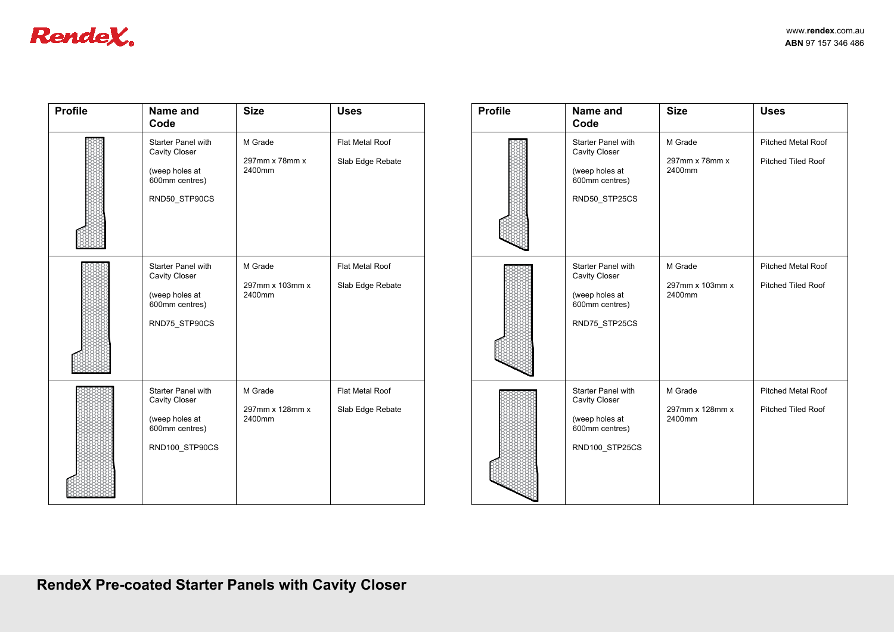| Profile | Name and Code | Size | Uses |
|---|---|---|---|
| | Starter Panel with Cavity Closer<br><br>(weep holes at 600mm centres)<br><br>RND50_STP90CS | M Grade<br><br>297mm x 78mm x 2400mm | Flat Metal Roof<br><br>Slab Edge Rebate |
| | Starter Panel with Cavity Closer<br><br>(weep holes at 600mm centres)<br><br>RND75_STP90CS | M Grade<br><br>297mm x 103mm x 2400mm | Flat Metal Roof<br><br>Slab Edge Rebate |
| | Starter Panel with Cavity Closer<br><br>(weep holes at 600mm centres)<br><br>RND100_STP90CS | M Grade<br><br>297mm x 128mm x 2400mm | Flat Metal Roof<br><br>Slab Edge Rebate |

| Profile | Name and Code | Size | Uses |
|---|---|---|---|
| | Starter Panel with Cavity Closer<br><br>(weep holes at 600mm centres)<br><br>RND50_STP25CS | M Grade<br><br>297mm x 78mm x 2400mm | Pitched Metal Roof<br><br>Pitched Tiled Roof |
| | Starter Panel with Cavity Closer<br><br>(weep holes at 600mm centres)<br><br>RND75_STP25CS | M Grade<br><br>297mm x 103mm x 2400mm | Pitched Metal Roof<br><br>Pitched Tiled Roof |
| | Starter Panel with Cavity Closer<br><br>(weep holes at 600mm centres)<br><br>RND100_STP25CS | M Grade<br><br>297mm x 128mm x 2400mm | Pitched Metal Roof<br><br>Pitched Tiled Roof |

## RendeX Pre-coated Starter Panels with Cavity Closer